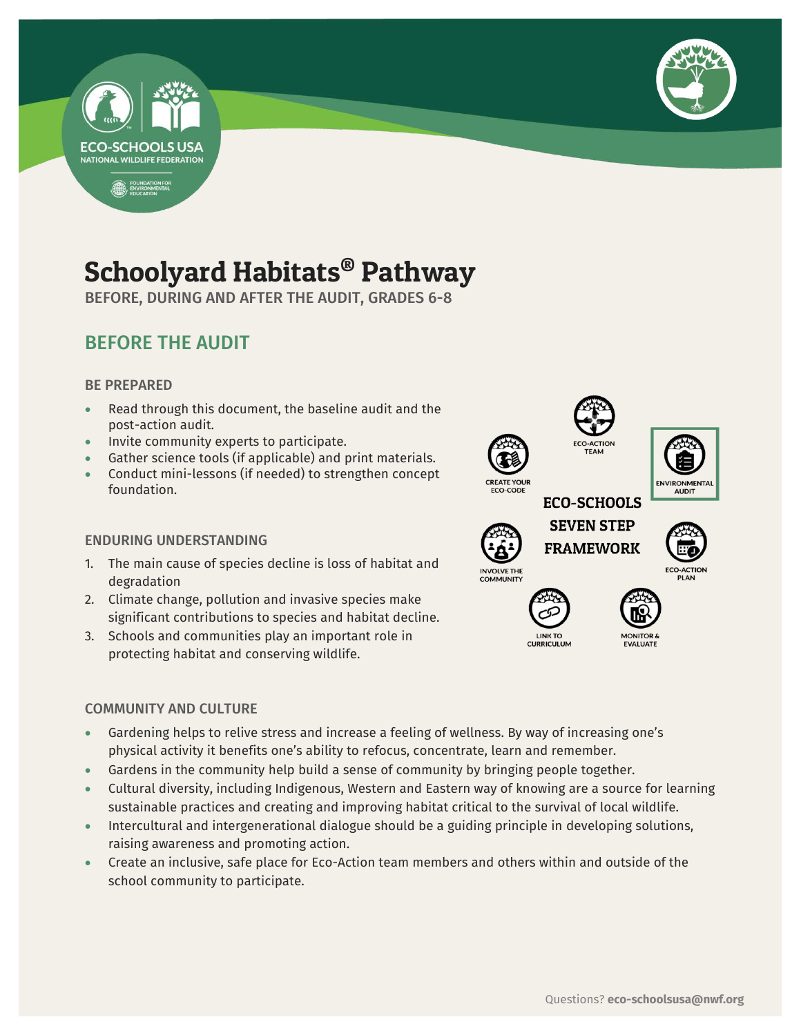# Schoolyard Habitats® Pathway

BEFORE, DURING AND AFTER THE AUDIT, GRADES 6-8

## BEFORE THE AUDIT

### BE PREPARED

- Read through this document, the baseline audit and the post-action audit.
- Invite community experts to participate.
- Gather science tools (if applicable) and print materials.
- Conduct mini-lessons (if needed) to strengthen concept foundation.

### ENDURING UNDERSTANDING

1. The main cause of species decline is loss of habitat and degradation
2. Climate change, pollution and invasive species make significant contributions to species and habitat decline.
3. Schools and communities play an important role in protecting habitat and conserving wildlife.

ECO-SCHOOLS SEVEN STEP FRAMEWORK

- ECO-ACTION TEAM
- ENVIRONMENTAL AUDIT
- ECO-ACTION PLAN
- MONITOR & EVALUATE
- LINK TO CURRICULUM
- INVOLVE THE COMMUNITY
- CREATE YOUR ECO-CODE

### COMMUNITY AND CULTURE

- Gardening helps to relive stress and increase a feeling of wellness. By way of increasing one's physical activity it benefits one's ability to refocus, concentrate, learn and remember.
- Gardens in the community help build a sense of community by bringing people together.
- Cultural diversity, including Indigenous, Western and Eastern way of knowing are a source for learning sustainable practices and creating and improving habitat critical to the survival of local wildlife.
- Intercultural and intergenerational dialogue should be a guiding principle in developing solutions, raising awareness and promoting action.
- Create an inclusive, safe place for Eco-Action team members and others within and outside of the school community to participate.

Questions? **eco-schoolsusa@nwf.org**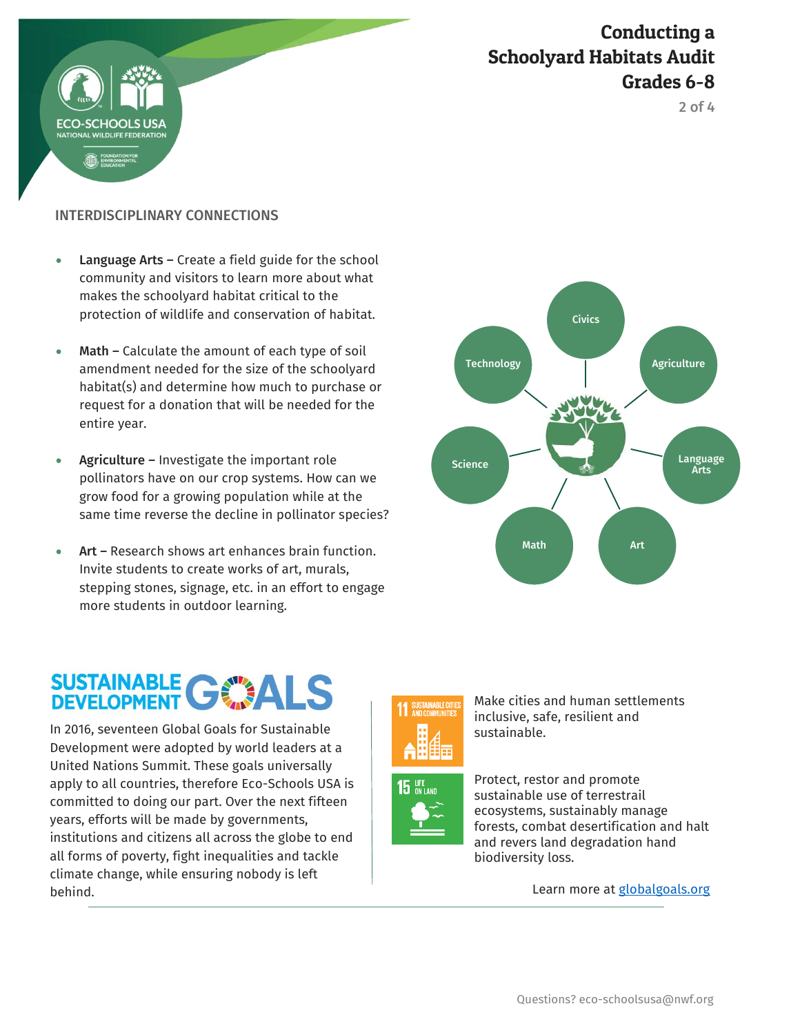# Conducting a Schoolyard Habitats Audit Grades 6-8

## INTERDISCIPLINARY CONNECTIONS

- **Language Arts –** Create a field guide for the school community and visitors to learn more about what makes the schoolyard habitat critical to the protection of wildlife and conservation of habitat.
- **Math –** Calculate the amount of each type of soil amendment needed for the size of the schoolyard habitat(s) and determine how much to purchase or request for a donation that will be needed for the entire year.
- **Agriculture –** Investigate the important role pollinators have on our crop systems. How can we grow food for a growing population while at the same time reverse the decline in pollinator species?
- **Art –** Research shows art enhances brain function. Invite students to create works of art, murals, stepping stones, signage, etc. in an effort to engage more students in outdoor learning.

Civics, Technology, Agriculture, Science, Language Arts, Math, Art

## SUSTAINABLE DEVELOPMENT GOALS

In 2016, seventeen Global Goals for Sustainable Development were adopted by world leaders at a United Nations Summit. These goals universally apply to all countries, therefore Eco-Schools USA is committed to doing our part. Over the next fifteen years, efforts will be made by governments, institutions and citizens all across the globe to end all forms of poverty, fight inequalities and tackle climate change, while ensuring nobody is left behind.

**11 SUSTAINABLE CITIES AND COMMUNITIES** – Make cities and human settlements inclusive, safe, resilient and sustainable.

**15 LIFE ON LAND** – Protect, restor and promote sustainable use of terrestrail ecosystems, sustainably manage forests, combat desertification and halt and revers land degradation hand biodiversity loss.

Learn more at [globalgoals.org](globalgoals.org)

Questions? eco-schoolsusa@nwf.org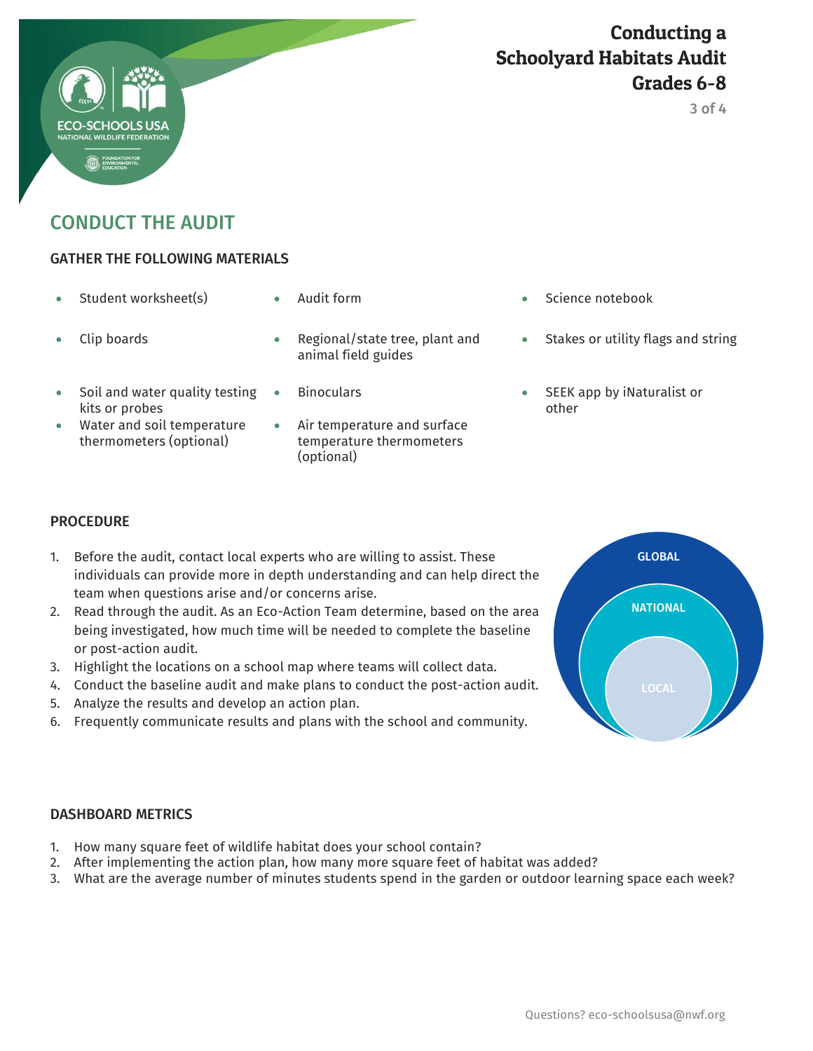## CONDUCT THE AUDIT

### GATHER THE FOLLOWING MATERIALS

- Student worksheet(s)
- Audit form
- Science notebook
- Clip boards
- Regional/state tree, plant and animal field guides
- Stakes or utility flags and string
- Soil and water quality testing kits or probes
- Binoculars
- SEEK app by iNaturalist or other
- Water and soil temperature thermometers (optional)
- Air temperature and surface temperature thermometers (optional)

### PROCEDURE

1. Before the audit, contact local experts who are willing to assist. These individuals can provide more in depth understanding and can help direct the team when questions arise and/or concerns arise.
2. Read through the audit. As an Eco-Action Team determine, based on the area being investigated, how much time will be needed to complete the baseline or post-action audit.
3. Highlight the locations on a school map where teams will collect data.
4. Conduct the baseline audit and make plans to conduct the post-action audit.
5. Analyze the results and develop an action plan.
6. Frequently communicate results and plans with the school and community.

GLOBAL

NATIONAL

LOCAL

### DASHBOARD METRICS

1. How many square feet of wildlife habitat does your school contain?
2. After implementing the action plan, how many more square feet of habitat was added?
3. What are the average number of minutes students spend in the garden or outdoor learning space each week?

Questions? eco-schoolsusa@nwf.org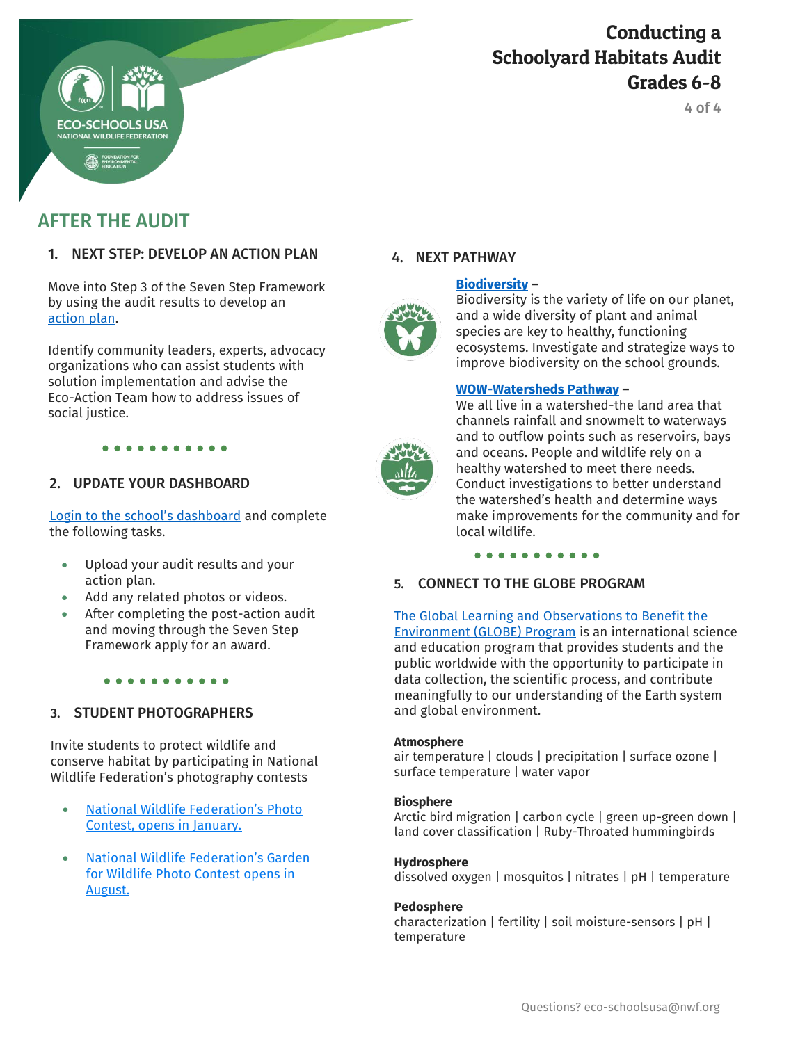# Conducting a Schoolyard Habitats Audit Grades 6-8

## AFTER THE AUDIT

### 1. NEXT STEP: DEVELOP AN ACTION PLAN

Move into Step 3 of the Seven Step Framework by using the audit results to develop an action plan.

Identify community leaders, experts, advocacy organizations who can assist students with solution implementation and advise the Eco-Action Team how to address issues of social justice.

### 2. UPDATE YOUR DASHBOARD

Login to the school's dashboard and complete the following tasks.

- Upload your audit results and your action plan.
- Add any related photos or videos.
- After completing the post-action audit and moving through the Seven Step Framework apply for an award.

### 3. STUDENT PHOTOGRAPHERS

Invite students to protect wildlife and conserve habitat by participating in National Wildlife Federation's photography contests

- National Wildlife Federation's Photo Contest, opens in January.
- National Wildlife Federation's Garden for Wildlife Photo Contest opens in August.

### 4. NEXT PATHWAY

**Biodiversity** – Biodiversity is the variety of life on our planet, and a wide diversity of plant and animal species are key to healthy, functioning ecosystems. Investigate and strategize ways to improve biodiversity on the school grounds.

**WOW-Watersheds Pathway** – We all live in a watershed-the land area that channels rainfall and snowmelt to waterways and to outflow points such as reservoirs, bays and oceans. People and wildlife rely on a healthy watershed to meet there needs. Conduct investigations to better understand the watershed's health and determine ways make improvements for the community and for local wildlife.

### 5. CONNECT TO THE GLOBE PROGRAM

The Global Learning and Observations to Benefit the Environment (GLOBE) Program is an international science and education program that provides students and the public worldwide with the opportunity to participate in data collection, the scientific process, and contribute meaningfully to our understanding of the Earth system and global environment.

**Atmosphere**
air temperature | clouds | precipitation | surface ozone | surface temperature | water vapor

**Biosphere**
Arctic bird migration | carbon cycle | green up-green down | land cover classification | Ruby-Throated hummingbirds

**Hydrosphere**
dissolved oxygen | mosquitos | nitrates | pH | temperature

**Pedosphere**
characterization | fertility | soil moisture-sensors | pH | temperature

Questions? eco-schoolsusa@nwf.org